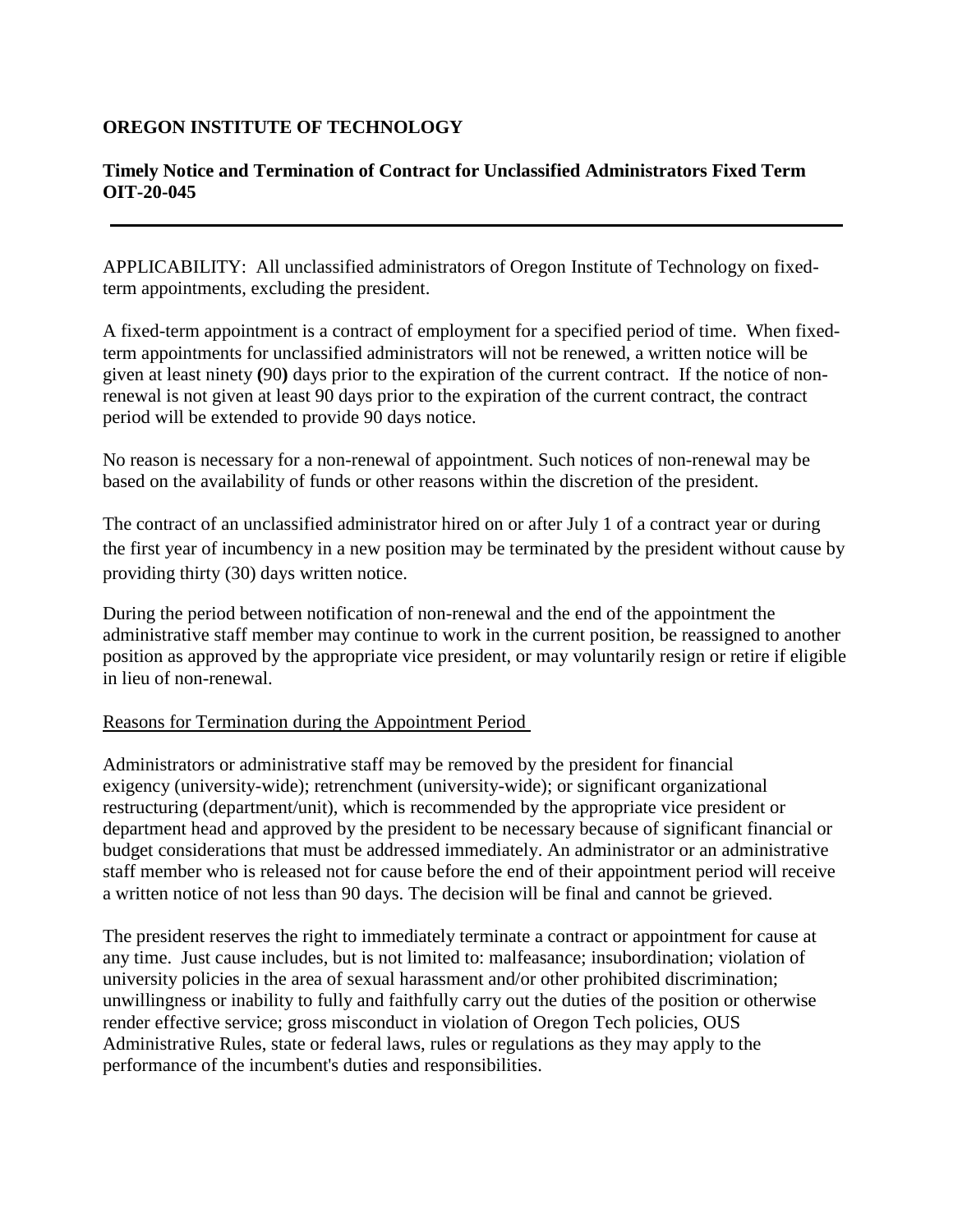# OREGON INSTITUTE OF TECHNOLOGY

## Timely Notice and Termination of Contract for Unclassified Administrators Fixed Term OIT-20-045

---

APPLICABILITY: All unclassified administrators of Oregon Institute of Technology on fixed-term appointments, excluding the president.

A fixed-term appointment is a contract of employment for a specified period of time. When fixed-term appointments for unclassified administrators will not be renewed, a written notice will be given at least ninety **(**90**)** days prior to the expiration of the current contract. If the notice of non-renewal is not given at least 90 days prior to the expiration of the current contract, the contract period will be extended to provide 90 days notice.

No reason is necessary for a non-renewal of appointment. Such notices of non-renewal may be based on the availability of funds or other reasons within the discretion of the president.

The contract of an unclassified administrator hired on or after July 1 of a contract year or during the first year of incumbency in a new position may be terminated by the president without cause by providing thirty (30) days written notice.

During the period between notification of non-renewal and the end of the appointment the administrative staff member may continue to work in the current position, be reassigned to another position as approved by the appropriate vice president, or may voluntarily resign or retire if eligible in lieu of non-renewal.

<u>Reasons for Termination during the Appointment Period</u>

Administrators or administrative staff may be removed by the president for financial exigency (university-wide); retrenchment (university-wide); or significant organizational restructuring (department/unit), which is recommended by the appropriate vice president or department head and approved by the president to be necessary because of significant financial or budget considerations that must be addressed immediately. An administrator or an administrative staff member who is released not for cause before the end of their appointment period will receive a written notice of not less than 90 days. The decision will be final and cannot be grieved.

The president reserves the right to immediately terminate a contract or appointment for cause at any time. Just cause includes, but is not limited to: malfeasance; insubordination; violation of university policies in the area of sexual harassment and/or other prohibited discrimination; unwillingness or inability to fully and faithfully carry out the duties of the position or otherwise render effective service; gross misconduct in violation of Oregon Tech policies, OUS Administrative Rules, state or federal laws, rules or regulations as they may apply to the performance of the incumbent's duties and responsibilities.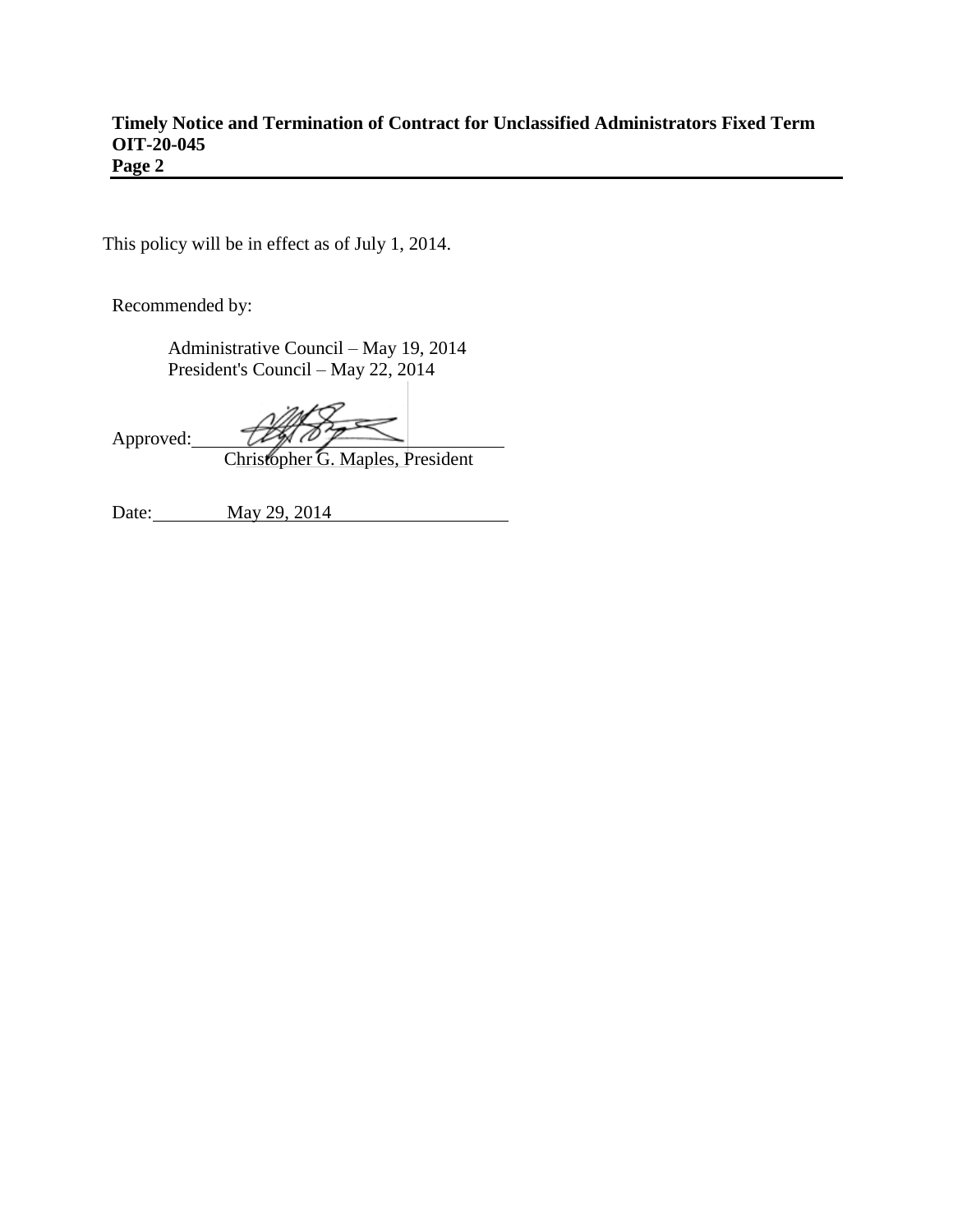This policy will be in effect as of July 1, 2014.

Recommended by:

Administrative Council – May 19, 2014
President's Council – May 22, 2014

Approved: ______________________________
Christopher G. Maples, President

Date: May 29, 2014